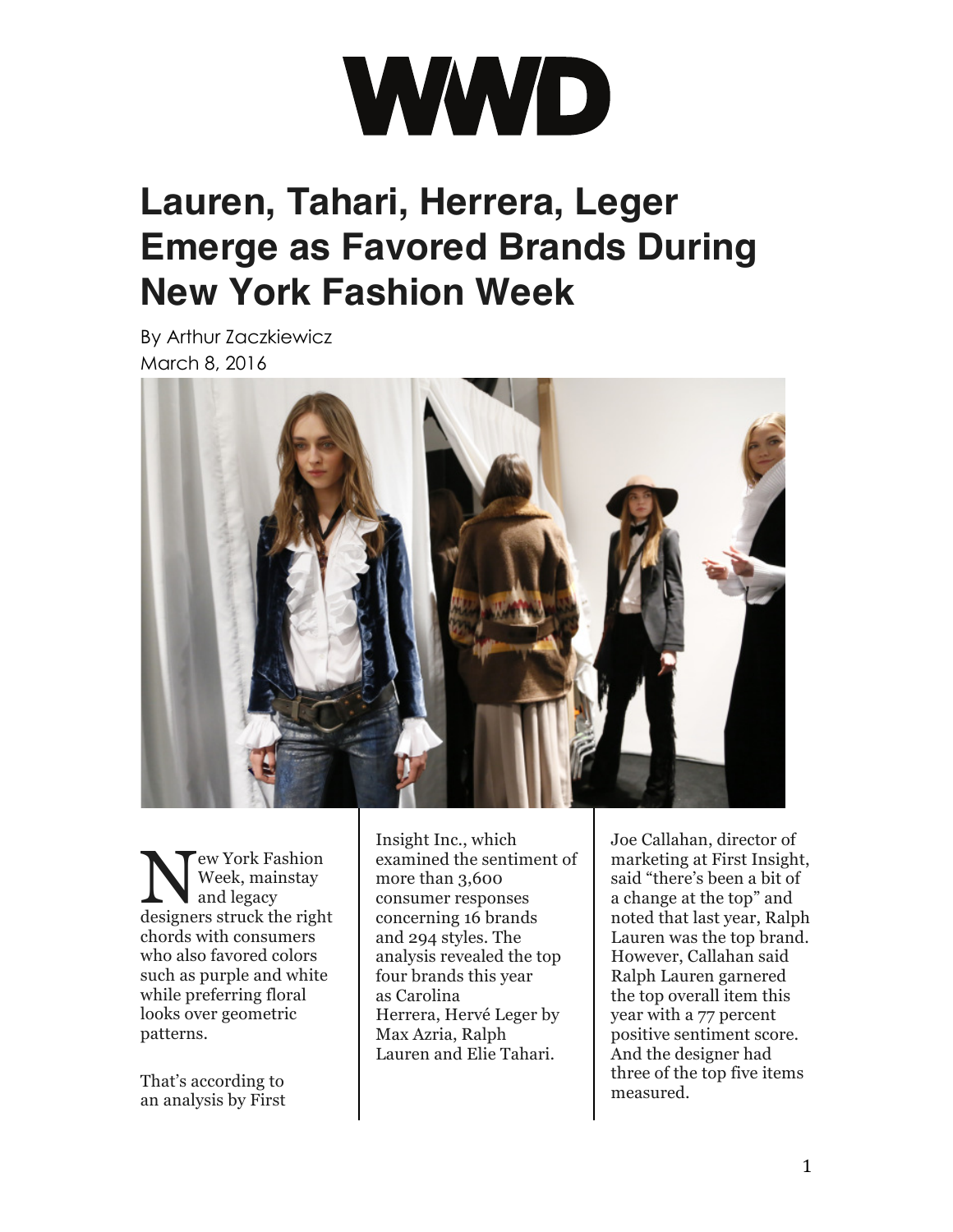WWD

# Lauren, Tahari, Herrera, Leger Emerge as Favored Brands During New York Fashion Week

By Arthur Zaczkiewicz
March 8, 2016

New York Fashion Week, mainstay and legacy designers struck the right chords with consumers who also favored colors such as purple and white while preferring floral looks over geometric patterns.

That's according to an analysis by First Insight Inc., which examined the sentiment of more than 3,600 consumer responses concerning 16 brands and 294 styles. The analysis revealed the top four brands this year as Carolina Herrera, Hervé Leger by Max Azria, Ralph Lauren and Elie Tahari.

Joe Callahan, director of marketing at First Insight, said "there's been a bit of a change at the top" and noted that last year, Ralph Lauren was the top brand. However, Callahan said Ralph Lauren garnered the top overall item this year with a 77 percent positive sentiment score. And the designer had three of the top five items measured.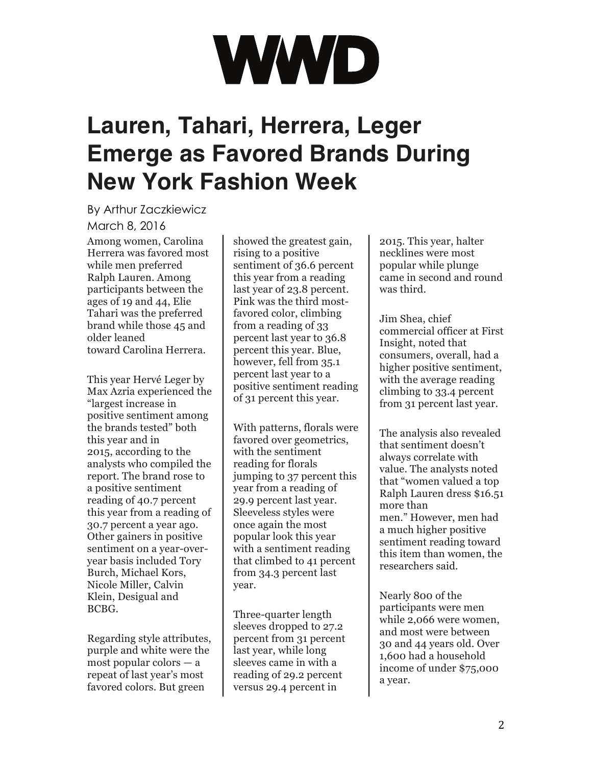# WWD

## Lauren, Tahari, Herrera, Leger Emerge as Favored Brands During New York Fashion Week

By Arthur Zaczkiewicz

March 8, 2016

Among women, Carolina Herrera was favored most while men preferred Ralph Lauren. Among participants between the ages of 19 and 44, Elie Tahari was the preferred brand while those 45 and older leaned toward Carolina Herrera.

This year Hervé Leger by Max Azria experienced the "largest increase in positive sentiment among the brands tested" both this year and in 2015, according to the analysts who compiled the report. The brand rose to a positive sentiment reading of 40.7 percent this year from a reading of 30.7 percent a year ago. Other gainers in positive sentiment on a year-over-year basis included Tory Burch, Michael Kors, Nicole Miller, Calvin Klein, Desigual and BCBG.

Regarding style attributes, purple and white were the most popular colors — a repeat of last year's most favored colors. But green showed the greatest gain, rising to a positive sentiment of 36.6 percent this year from a reading last year of 23.8 percent. Pink was the third most-favored color, climbing from a reading of 33 percent last year to 36.8 percent this year. Blue, however, fell from 35.1 percent last year to a positive sentiment reading of 31 percent this year.

With patterns, florals were favored over geometrics, with the sentiment reading for florals jumping to 37 percent this year from a reading of 29.9 percent last year. Sleeveless styles were once again the most popular look this year with a sentiment reading that climbed to 41 percent from 34.3 percent last year.

Three-quarter length sleeves dropped to 27.2 percent from 31 percent last year, while long sleeves came in with a reading of 29.2 percent versus 29.4 percent in 2015. This year, halter necklines were most popular while plunge came in second and round was third.

Jim Shea, chief commercial officer at First Insight, noted that consumers, overall, had a higher positive sentiment, with the average reading climbing to 33.4 percent from 31 percent last year.

The analysis also revealed that sentiment doesn't always correlate with value. The analysts noted that "women valued a top Ralph Lauren dress $16.51 more than men." However, men had a much higher positive sentiment reading toward this item than women, the researchers said.

Nearly 800 of the participants were men while 2,066 were women, and most were between 30 and 44 years old. Over 1,600 had a household income of under $75,000 a year.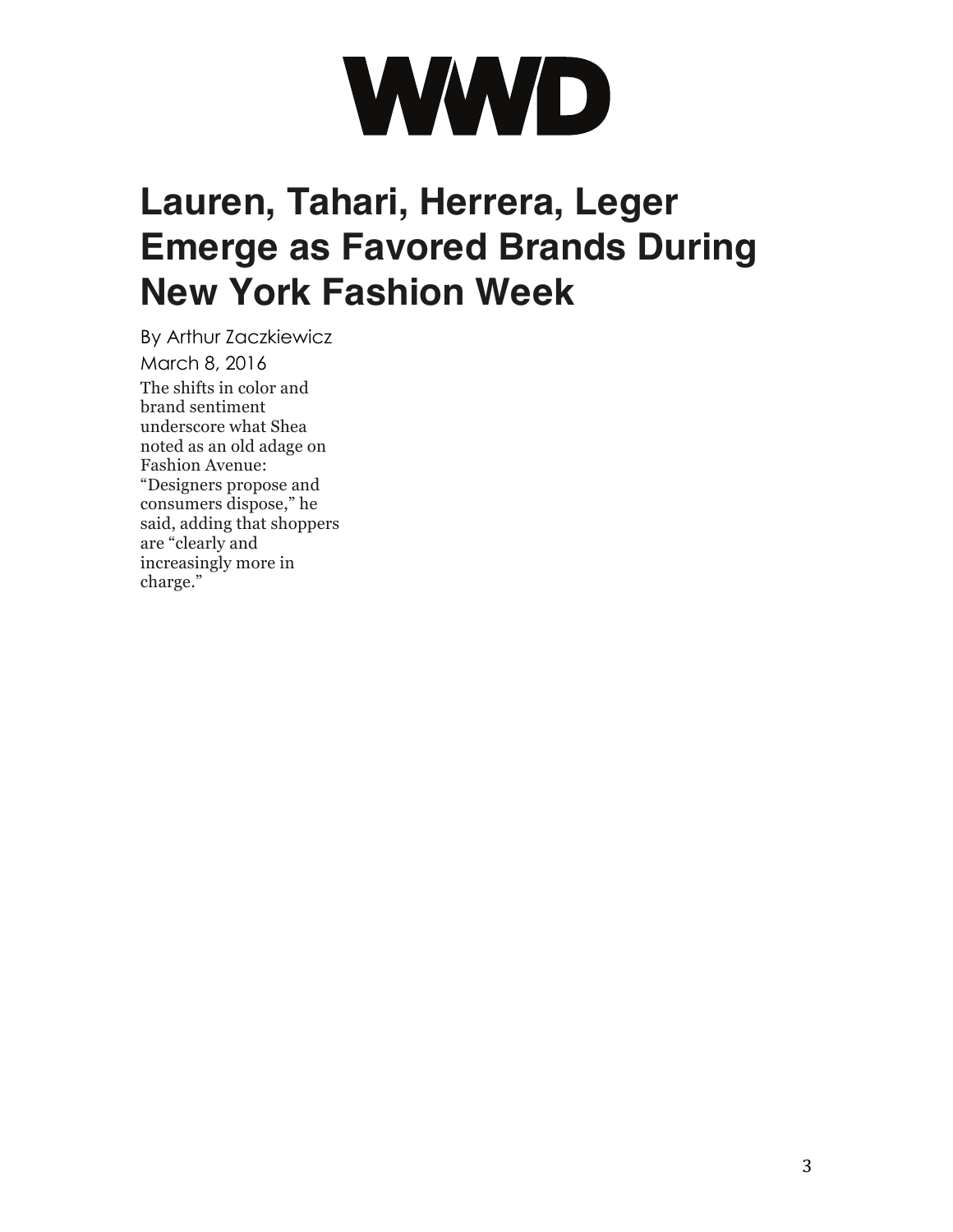# WWD

## Lauren, Tahari, Herrera, Leger Emerge as Favored Brands During New York Fashion Week

By Arthur Zaczkiewicz

March 8, 2016

The shifts in color and brand sentiment underscore what Shea noted as an old adage on Fashion Avenue: "Designers propose and consumers dispose," he said, adding that shoppers are "clearly and increasingly more in charge."